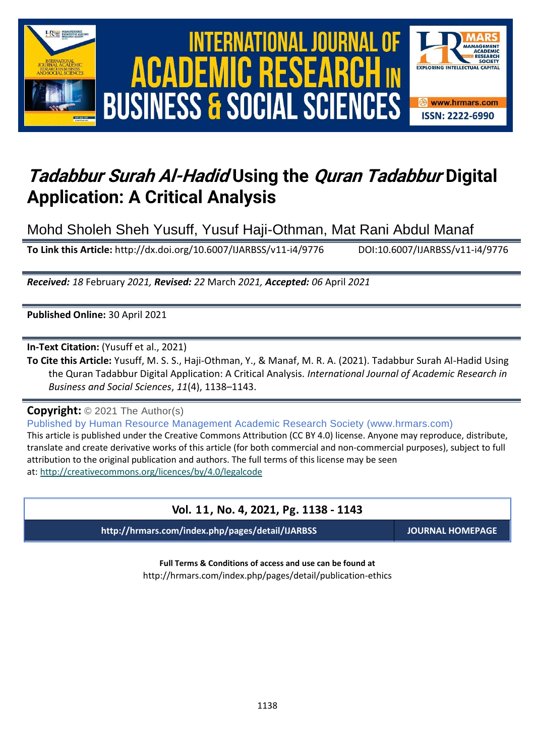# *Tadabbur Surah Al-Hadid* Using the *Quran Tadabbur* Digital Application: A Critical Analysis

Mohd Sholeh Sheh Yusuff, Yusuf Haji-Othman, Mat Rani Abdul Manaf

**To Link this Article:** http://dx.doi.org/10.6007/IJARBSS/v11-i4/9776 DOI:10.6007/IJARBSS/v11-i4/9776

***Received:*** *18* February *2021,* ***Revised:*** *22* March *2021,* ***Accepted:*** *06* April *2021*

**Published Online:** 30 April 2021

**In-Text Citation:** (Yusuff et al., 2021)

**To Cite this Article:** Yusuff, M. S. S., Haji-Othman, Y., & Manaf, M. R. A. (2021). Tadabbur Surah Al-Hadid Using the Quran Tadabbur Digital Application: A Critical Analysis. *International Journal of Academic Research in Business and Social Sciences*, *11*(4), 1138–1143.

**Copyright:** © 2021 The Author(s)

Published by Human Resource Management Academic Research Society (www.hrmars.com)

This article is published under the Creative Commons Attribution (CC BY 4.0) license. Anyone may reproduce, distribute, translate and create derivative works of this article (for both commercial and non-commercial purposes), subject to full attribution to the original publication and authors. The full terms of this license may be seen at: http://creativecommons.org/licences/by/4.0/legalcode

**Vol. 11, No. 4, 2021, Pg. 1138 - 1143**

**http://hrmars.com/index.php/pages/detail/IJARBSS** **JOURNAL HOMEPAGE**

**Full Terms & Conditions of access and use can be found at**
http://hrmars.com/index.php/pages/detail/publication-ethics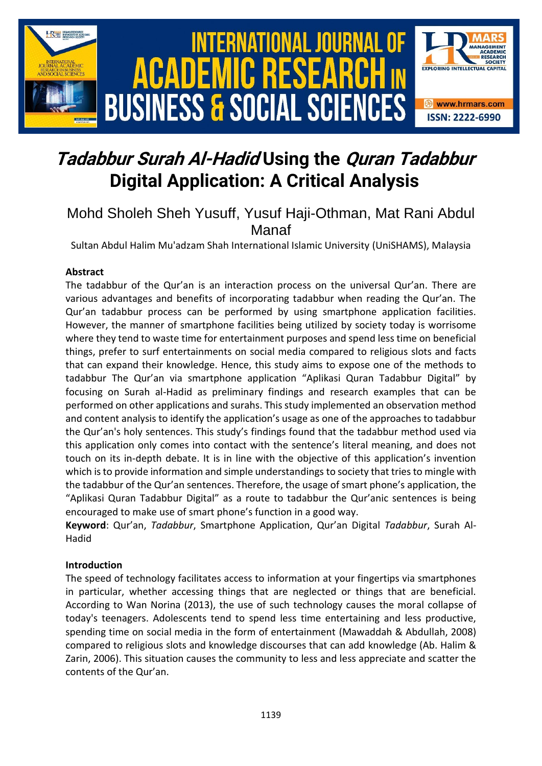# *Tadabbur Surah Al-Hadid* Using the *Quran Tadabbur* Digital Application: A Critical Analysis

Mohd Sholeh Sheh Yusuff, Yusuf Haji-Othman, Mat Rani Abdul Manaf

Sultan Abdul Halim Mu'adzam Shah International Islamic University (UniSHAMS), Malaysia

### Abstract

The tadabbur of the Qur'an is an interaction process on the universal Qur'an. There are various advantages and benefits of incorporating tadabbur when reading the Qur'an. The Qur'an tadabbur process can be performed by using smartphone application facilities. However, the manner of smartphone facilities being utilized by society today is worrisome where they tend to waste time for entertainment purposes and spend less time on beneficial things, prefer to surf entertainments on social media compared to religious slots and facts that can expand their knowledge. Hence, this study aims to expose one of the methods to tadabbur The Qur'an via smartphone application "Aplikasi Quran Tadabbur Digital" by focusing on Surah al-Hadid as preliminary findings and research examples that can be performed on other applications and surahs. This study implemented an observation method and content analysis to identify the application's usage as one of the approaches to tadabbur the Qur'an's holy sentences. This study's findings found that the tadabbur method used via this application only comes into contact with the sentence's literal meaning, and does not touch on its in-depth debate. It is in line with the objective of this application's invention which is to provide information and simple understandings to society that tries to mingle with the tadabbur of the Qur'an sentences. Therefore, the usage of smart phone's application, the "Aplikasi Quran Tadabbur Digital" as a route to tadabbur the Qur'anic sentences is being encouraged to make use of smart phone's function in a good way.

**Keyword**: Qur'an, *Tadabbur*, Smartphone Application, Qur'an Digital *Tadabbur*, Surah Al-Hadid

### Introduction

The speed of technology facilitates access to information at your fingertips via smartphones in particular, whether accessing things that are neglected or things that are beneficial. According to Wan Norina (2013), the use of such technology causes the moral collapse of today's teenagers. Adolescents tend to spend less time entertaining and less productive, spending time on social media in the form of entertainment (Mawaddah & Abdullah, 2008) compared to religious slots and knowledge discourses that can add knowledge (Ab. Halim & Zarin, 2006). This situation causes the community to less and less appreciate and scatter the contents of the Qur'an.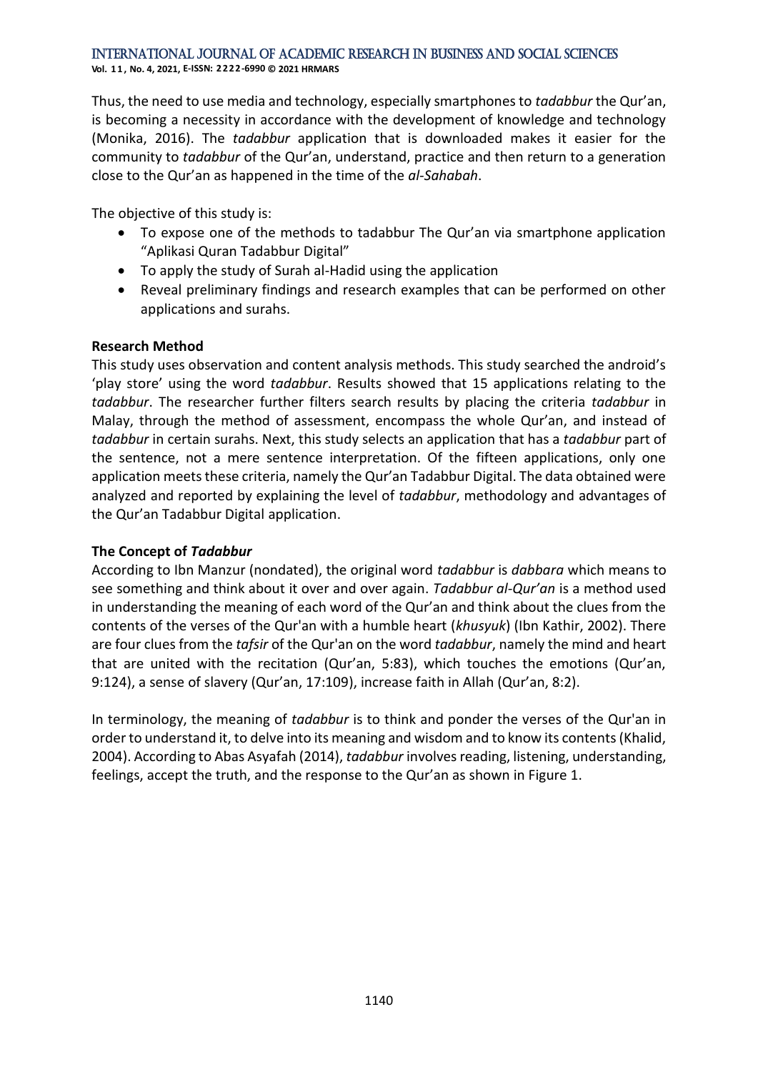Thus, the need to use media and technology, especially smartphones to *tadabbur* the Qur'an, is becoming a necessity in accordance with the development of knowledge and technology (Monika, 2016). The *tadabbur* application that is downloaded makes it easier for the community to *tadabbur* of the Qur'an, understand, practice and then return to a generation close to the Qur'an as happened in the time of the *al-Sahabah*.

The objective of this study is:

- To expose one of the methods to tadabbur The Qur'an via smartphone application "Aplikasi Quran Tadabbur Digital"
- To apply the study of Surah al-Hadid using the application
- Reveal preliminary findings and research examples that can be performed on other applications and surahs.

**Research Method**

This study uses observation and content analysis methods. This study searched the android's 'play store' using the word *tadabbur*. Results showed that 15 applications relating to the *tadabbur*. The researcher further filters search results by placing the criteria *tadabbur* in Malay, through the method of assessment, encompass the whole Qur'an, and instead of *tadabbur* in certain surahs. Next, this study selects an application that has a *tadabbur* part of the sentence, not a mere sentence interpretation. Of the fifteen applications, only one application meets these criteria, namely the Qur'an Tadabbur Digital. The data obtained were analyzed and reported by explaining the level of *tadabbur*, methodology and advantages of the Qur'an Tadabbur Digital application.

**The Concept of *Tadabbur***

According to Ibn Manzur (nondated), the original word *tadabbur* is *dabbara* which means to see something and think about it over and over again. *Tadabbur al-Qur'an* is a method used in understanding the meaning of each word of the Qur'an and think about the clues from the contents of the verses of the Qur'an with a humble heart (*khusyuk*) (Ibn Kathir, 2002). There are four clues from the *tafsir* of the Qur'an on the word *tadabbur*, namely the mind and heart that are united with the recitation (Qur'an, 5:83), which touches the emotions (Qur'an, 9:124), a sense of slavery (Qur'an, 17:109), increase faith in Allah (Qur'an, 8:2).

In terminology, the meaning of *tadabbur* is to think and ponder the verses of the Qur'an in order to understand it, to delve into its meaning and wisdom and to know its contents (Khalid, 2004). According to Abas Asyafah (2014), *tadabbur* involves reading, listening, understanding, feelings, accept the truth, and the response to the Qur'an as shown in Figure 1.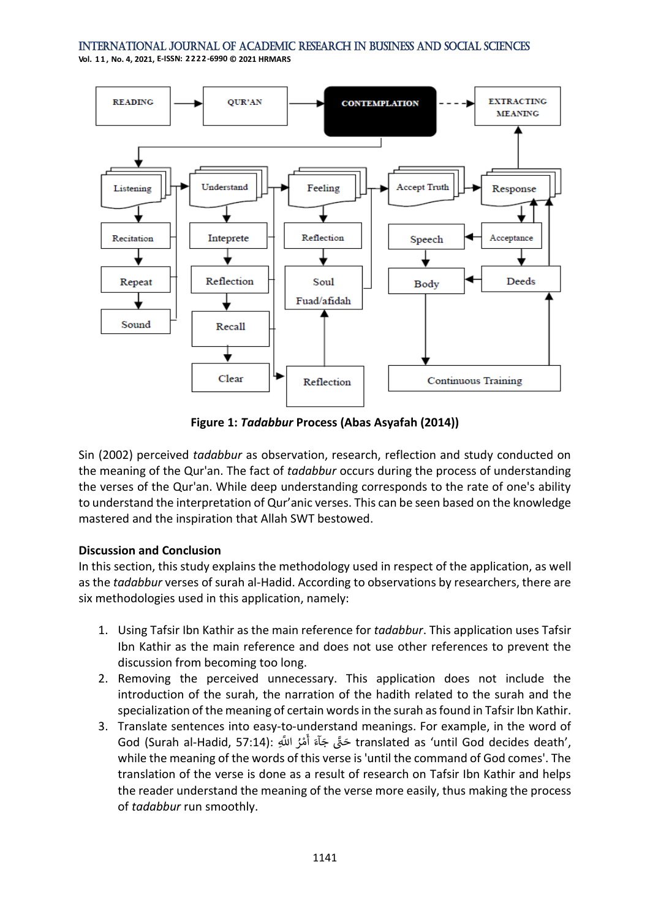**Figure 1:** ***Tadabbur*** **Process (Abas Asyafah (2014))**

Sin (2002) perceived *tadabbur* as observation, research, reflection and study conducted on the meaning of the Qur'an. The fact of *tadabbur* occurs during the process of understanding the verses of the Qur'an. While deep understanding corresponds to the rate of one's ability to understand the interpretation of Qur'anic verses. This can be seen based on the knowledge mastered and the inspiration that Allah SWT bestowed.

**Discussion and Conclusion**

In this section, this study explains the methodology used in respect of the application, as well as the *tadabbur* verses of surah al-Hadid. According to observations by researchers, there are six methodologies used in this application, namely:

1. Using Tafsir Ibn Kathir as the main reference for *tadabbur*. This application uses Tafsir Ibn Kathir as the main reference and does not use other references to prevent the discussion from becoming too long.
2. Removing the perceived unnecessary. This application does not include the introduction of the surah, the narration of the hadith related to the surah and the specialization of the meaning of certain words in the surah as found in Tafsir Ibn Kathir.
3. Translate sentences into easy-to-understand meanings. For example, in the word of God (Surah al-Hadid, 57:14): حَتَّىٰ جَآءَ أَمْرُ اللَّهِ translated as 'until God decides death', while the meaning of the words of this verse is 'until the command of God comes'. The translation of the verse is done as a result of research on Tafsir Ibn Kathir and helps the reader understand the meaning of the verse more easily, thus making the process of *tadabbur* run smoothly.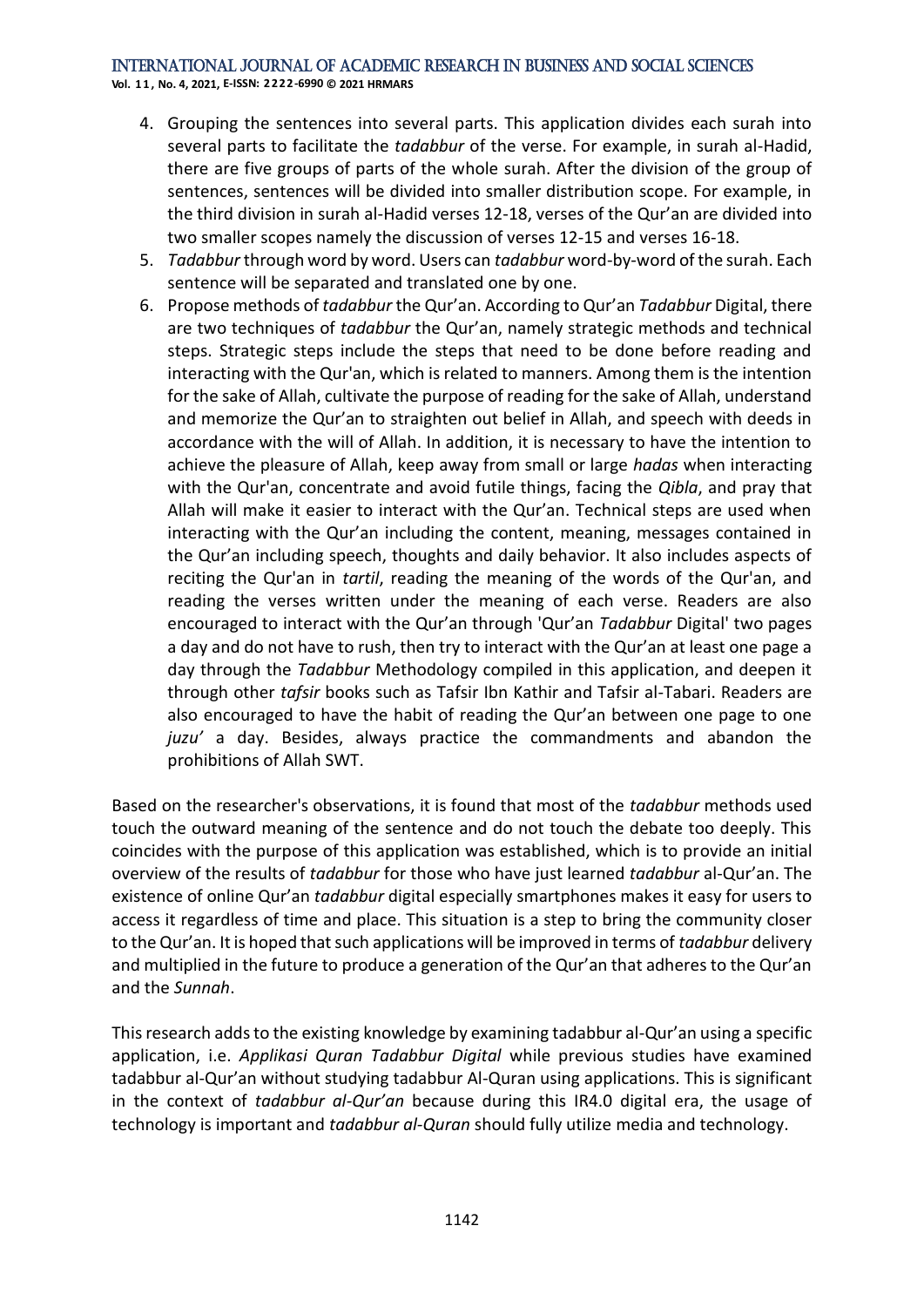4. Grouping the sentences into several parts. This application divides each surah into several parts to facilitate the *tadabbur* of the verse. For example, in surah al-Hadid, there are five groups of parts of the whole surah. After the division of the group of sentences, sentences will be divided into smaller distribution scope. For example, in the third division in surah al-Hadid verses 12-18, verses of the Qur'an are divided into two smaller scopes namely the discussion of verses 12-15 and verses 16-18.
5. *Tadabbur* through word by word. Users can *tadabbur* word-by-word of the surah. Each sentence will be separated and translated one by one.
6. Propose methods of *tadabbur* the Qur'an. According to Qur'an *Tadabbur* Digital, there are two techniques of *tadabbur* the Qur'an, namely strategic methods and technical steps. Strategic steps include the steps that need to be done before reading and interacting with the Qur'an, which is related to manners. Among them is the intention for the sake of Allah, cultivate the purpose of reading for the sake of Allah, understand and memorize the Qur'an to straighten out belief in Allah, and speech with deeds in accordance with the will of Allah. In addition, it is necessary to have the intention to achieve the pleasure of Allah, keep away from small or large *hadas* when interacting with the Qur'an, concentrate and avoid futile things, facing the *Qibla*, and pray that Allah will make it easier to interact with the Qur'an. Technical steps are used when interacting with the Qur'an including the content, meaning, messages contained in the Qur'an including speech, thoughts and daily behavior. It also includes aspects of reciting the Qur'an in *tartil*, reading the meaning of the words of the Qur'an, and reading the verses written under the meaning of each verse. Readers are also encouraged to interact with the Qur'an through 'Qur'an *Tadabbur* Digital' two pages a day and do not have to rush, then try to interact with the Qur'an at least one page a day through the *Tadabbur* Methodology compiled in this application, and deepen it through other *tafsir* books such as Tafsir Ibn Kathir and Tafsir al-Tabari. Readers are also encouraged to have the habit of reading the Qur'an between one page to one *juzu'* a day. Besides, always practice the commandments and abandon the prohibitions of Allah SWT.

Based on the researcher's observations, it is found that most of the *tadabbur* methods used touch the outward meaning of the sentence and do not touch the debate too deeply. This coincides with the purpose of this application was established, which is to provide an initial overview of the results of *tadabbur* for those who have just learned *tadabbur* al-Qur'an. The existence of online Qur'an *tadabbur* digital especially smartphones makes it easy for users to access it regardless of time and place. This situation is a step to bring the community closer to the Qur'an. It is hoped that such applications will be improved in terms of *tadabbur* delivery and multiplied in the future to produce a generation of the Qur'an that adheres to the Qur'an and the *Sunnah*.

This research adds to the existing knowledge by examining tadabbur al-Qur'an using a specific application, i.e. *Applikasi Quran Tadabbur Digital* while previous studies have examined tadabbur al-Qur'an without studying tadabbur Al-Quran using applications. This is significant in the context of *tadabbur al-Qur'an* because during this IR4.0 digital era, the usage of technology is important and *tadabbur al-Quran* should fully utilize media and technology.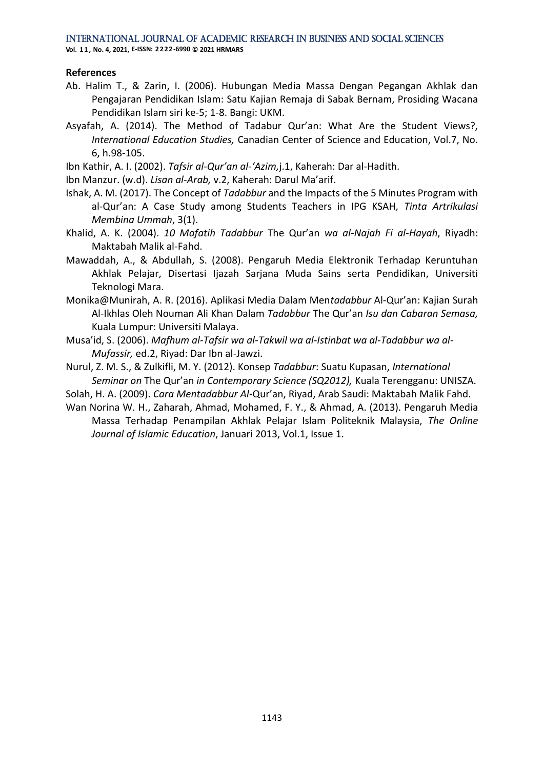**References**

Ab. Halim T., & Zarin, I. (2006). Hubungan Media Massa Dengan Pegangan Akhlak dan Pengajaran Pendidikan Islam: Satu Kajian Remaja di Sabak Bernam, Prosiding Wacana Pendidikan Islam siri ke-5; 1-8. Bangi: UKM.

Asyafah, A. (2014). The Method of Tadabur Qur'an: What Are the Student Views?, *International Education Studies,* Canadian Center of Science and Education, Vol.7, No. 6, h.98-105.

Ibn Kathir, A. I. (2002). *Tafsir al-Qur'an al-'Azim,*j.1, Kaherah: Dar al-Hadith.

Ibn Manzur. (w.d). *Lisan al-Arab,* v.2, Kaherah: Darul Ma'arif.

Ishak, A. M. (2017). The Concept of *Tadabbur* and the Impacts of the 5 Minutes Program with al-Qur'an: A Case Study among Students Teachers in IPG KSAH*, Tinta Artrikulasi Membina Ummah*, 3(1).

Khalid, A. K. (2004). *10 Mafatih Tadabbur* The Qur'an *wa al-Najah Fi al-Hayah*, Riyadh: Maktabah Malik al-Fahd.

Mawaddah, A., & Abdullah, S. (2008). Pengaruh Media Elektronik Terhadap Keruntuhan Akhlak Pelajar, Disertasi Ijazah Sarjana Muda Sains serta Pendidikan, Universiti Teknologi Mara.

Monika@Munirah, A. R. (2016). Aplikasi Media Dalam Men*tadabbur* Al-Qur'an: Kajian Surah Al-Ikhlas Oleh Nouman Ali Khan Dalam *Tadabbur* The Qur'an *Isu dan Cabaran Semasa,* Kuala Lumpur: Universiti Malaya.

Musa'id, S. (2006). *Mafhum al-Tafsir wa al-Takwil wa al-Istinbat wa al-Tadabbur wa al-Mufassir,* ed.2, Riyad: Dar Ibn al-Jawzi.

Nurul, Z. M. S., & Zulkifli, M. Y. (2012). Konsep *Tadabbur*: Suatu Kupasan, *International Seminar on* The Qur'an *in Contemporary Science (SQ2012),* Kuala Terengganu: UNISZA.

Solah, H. A. (2009). *Cara Mentadabbur Al*-Qur'an, Riyad, Arab Saudi: Maktabah Malik Fahd.

Wan Norina W. H., Zaharah, Ahmad, Mohamed, F. Y., & Ahmad, A. (2013). Pengaruh Media Massa Terhadap Penampilan Akhlak Pelajar Islam Politeknik Malaysia, *The Online Journal of Islamic Education*, Januari 2013, Vol.1, Issue 1.